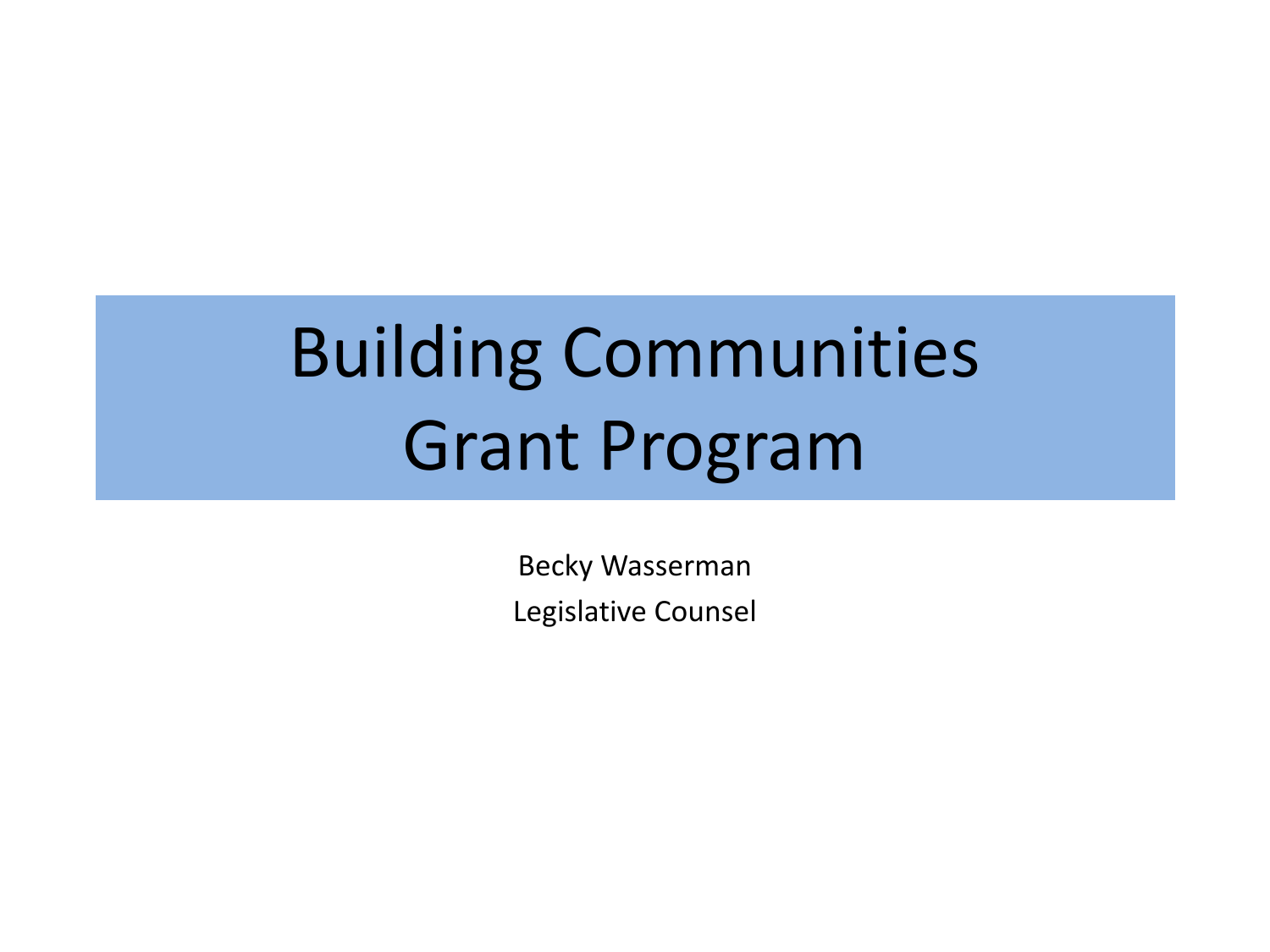# Building Communities Grant Program

Becky Wasserman

Legislative Counsel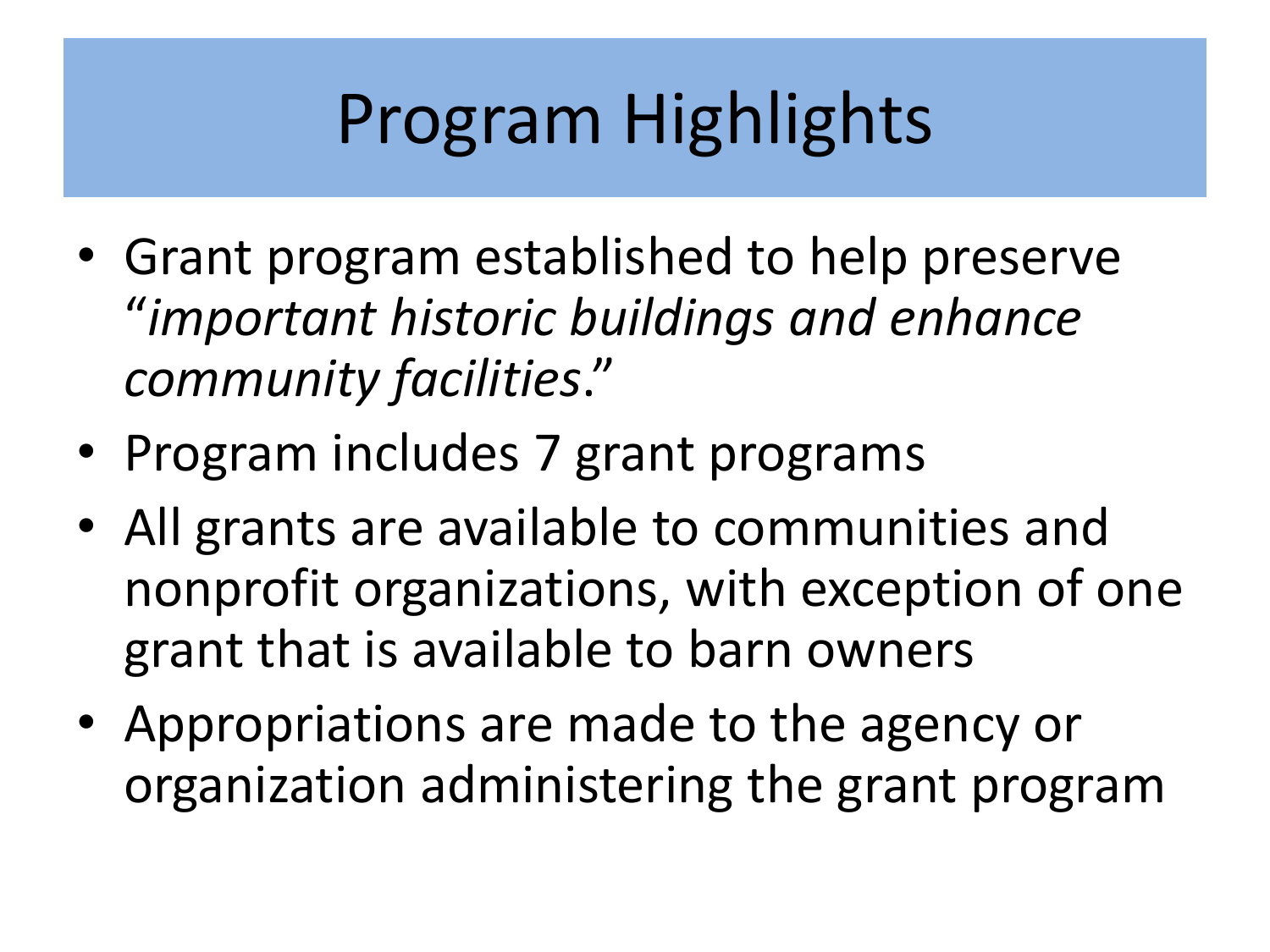# Program Highlights

- Grant program established to help preserve "*important historic buildings and enhance community facilities*."
- Program includes 7 grant programs
- All grants are available to communities and nonprofit organizations, with exception of one grant that is available to barn owners
- Appropriations are made to the agency or organization administering the grant program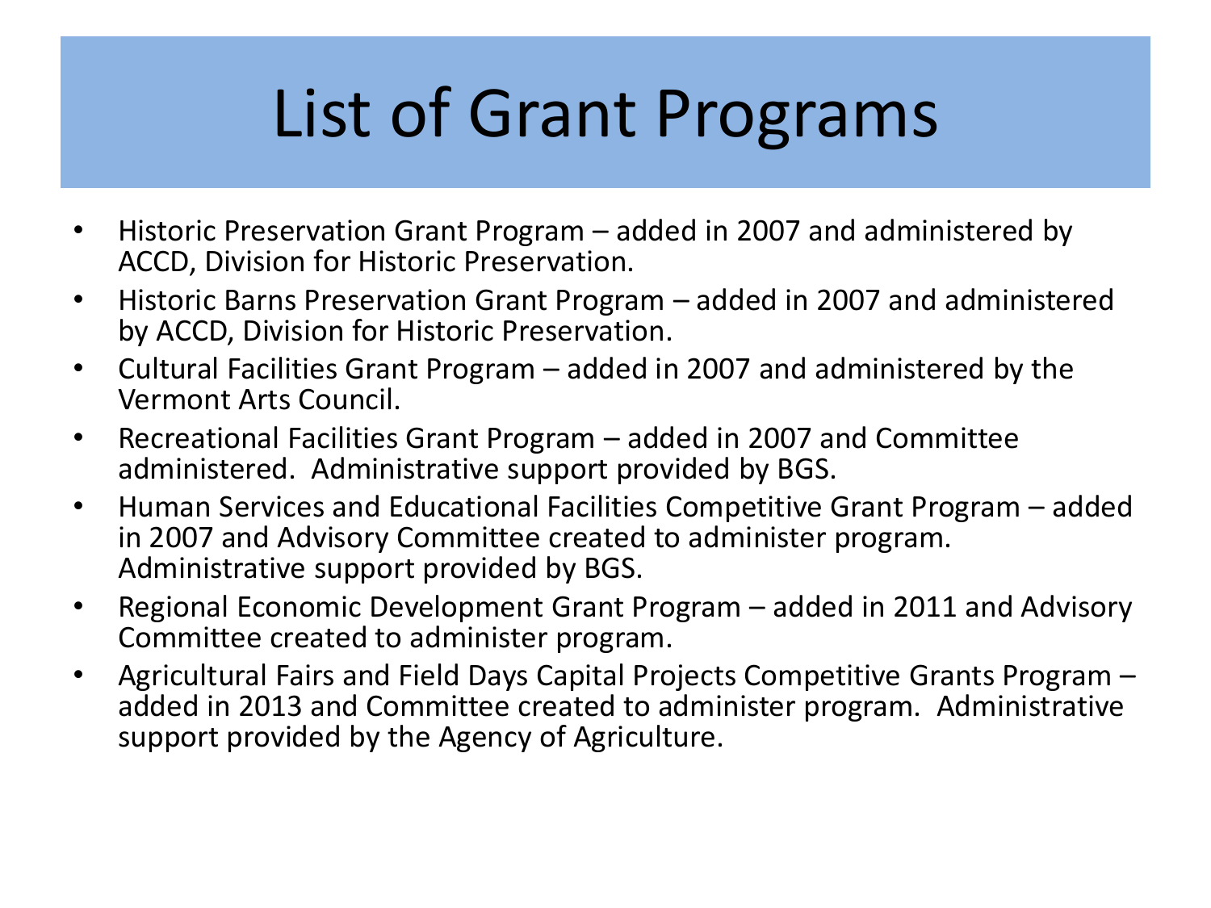# List of Grant Programs

- Historic Preservation Grant Program – added in 2007 and administered by ACCD, Division for Historic Preservation.
- Historic Barns Preservation Grant Program – added in 2007 and administered by ACCD, Division for Historic Preservation.
- Cultural Facilities Grant Program – added in 2007 and administered by the Vermont Arts Council.
- Recreational Facilities Grant Program – added in 2007 and Committee administered. Administrative support provided by BGS.
- Human Services and Educational Facilities Competitive Grant Program – added in 2007 and Advisory Committee created to administer program. Administrative support provided by BGS.
- Regional Economic Development Grant Program – added in 2011 and Advisory Committee created to administer program.
- Agricultural Fairs and Field Days Capital Projects Competitive Grants Program – added in 2013 and Committee created to administer program. Administrative support provided by the Agency of Agriculture.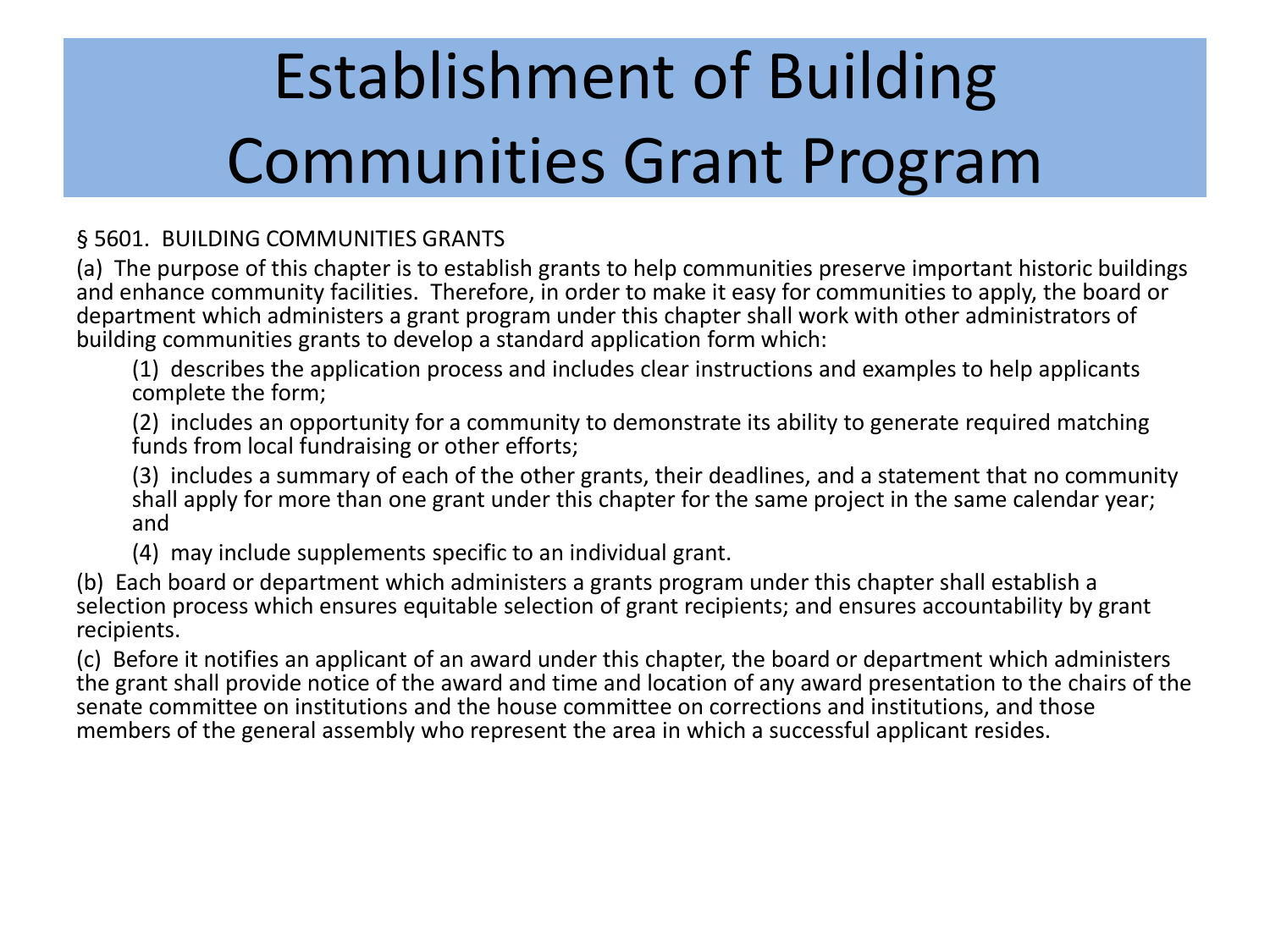# Establishment of Building Communities Grant Program

§ 5601. BUILDING COMMUNITIES GRANTS

(a) The purpose of this chapter is to establish grants to help communities preserve important historic buildings and enhance community facilities. Therefore, in order to make it easy for communities to apply, the board or department which administers a grant program under this chapter shall work with other administrators of building communities grants to develop a standard application form which:

(1) describes the application process and includes clear instructions and examples to help applicants complete the form;

(2) includes an opportunity for a community to demonstrate its ability to generate required matching funds from local fundraising or other efforts;

(3) includes a summary of each of the other grants, their deadlines, and a statement that no community shall apply for more than one grant under this chapter for the same project in the same calendar year; and

(4) may include supplements specific to an individual grant.

(b) Each board or department which administers a grants program under this chapter shall establish a selection process which ensures equitable selection of grant recipients; and ensures accountability by grant recipients.

(c) Before it notifies an applicant of an award under this chapter, the board or department which administers the grant shall provide notice of the award and time and location of any award presentation to the chairs of the senate committee on institutions and the house committee on corrections and institutions, and those members of the general assembly who represent the area in which a successful applicant resides.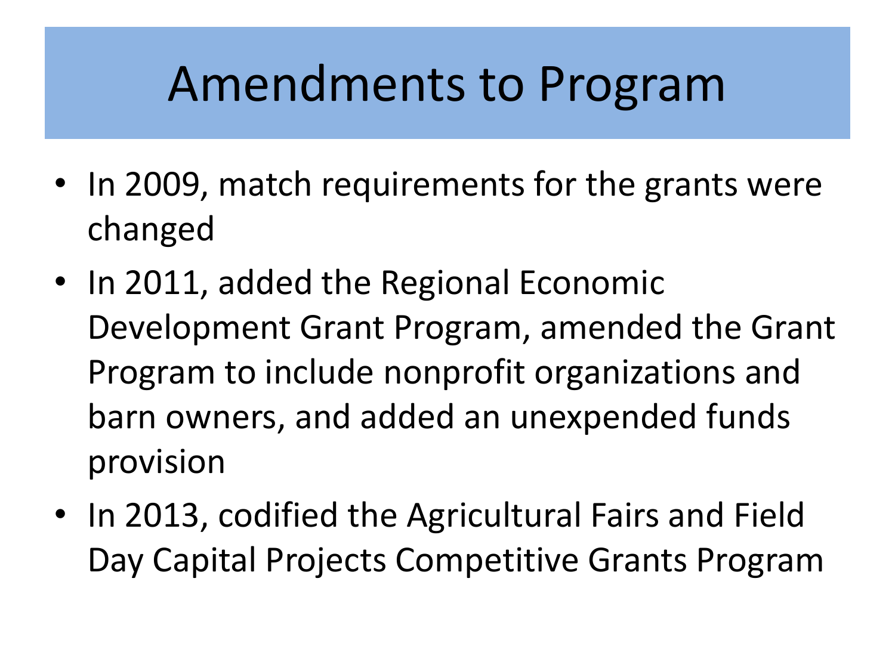# Amendments to Program

- In 2009, match requirements for the grants were changed
- In 2011, added the Regional Economic Development Grant Program, amended the Grant Program to include nonprofit organizations and barn owners, and added an unexpended funds provision
- In 2013, codified the Agricultural Fairs and Field Day Capital Projects Competitive Grants Program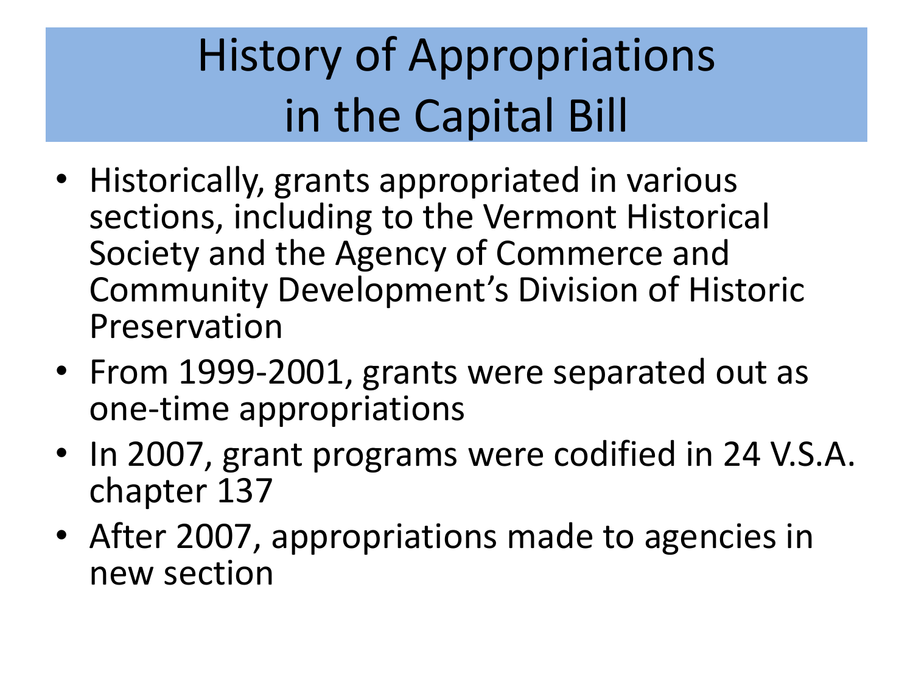# History of Appropriations in the Capital Bill

- Historically, grants appropriated in various sections, including to the Vermont Historical Society and the Agency of Commerce and Community Development's Division of Historic Preservation
- From 1999-2001, grants were separated out as one-time appropriations
- In 2007, grant programs were codified in 24 V.S.A. chapter 137
- After 2007, appropriations made to agencies in new section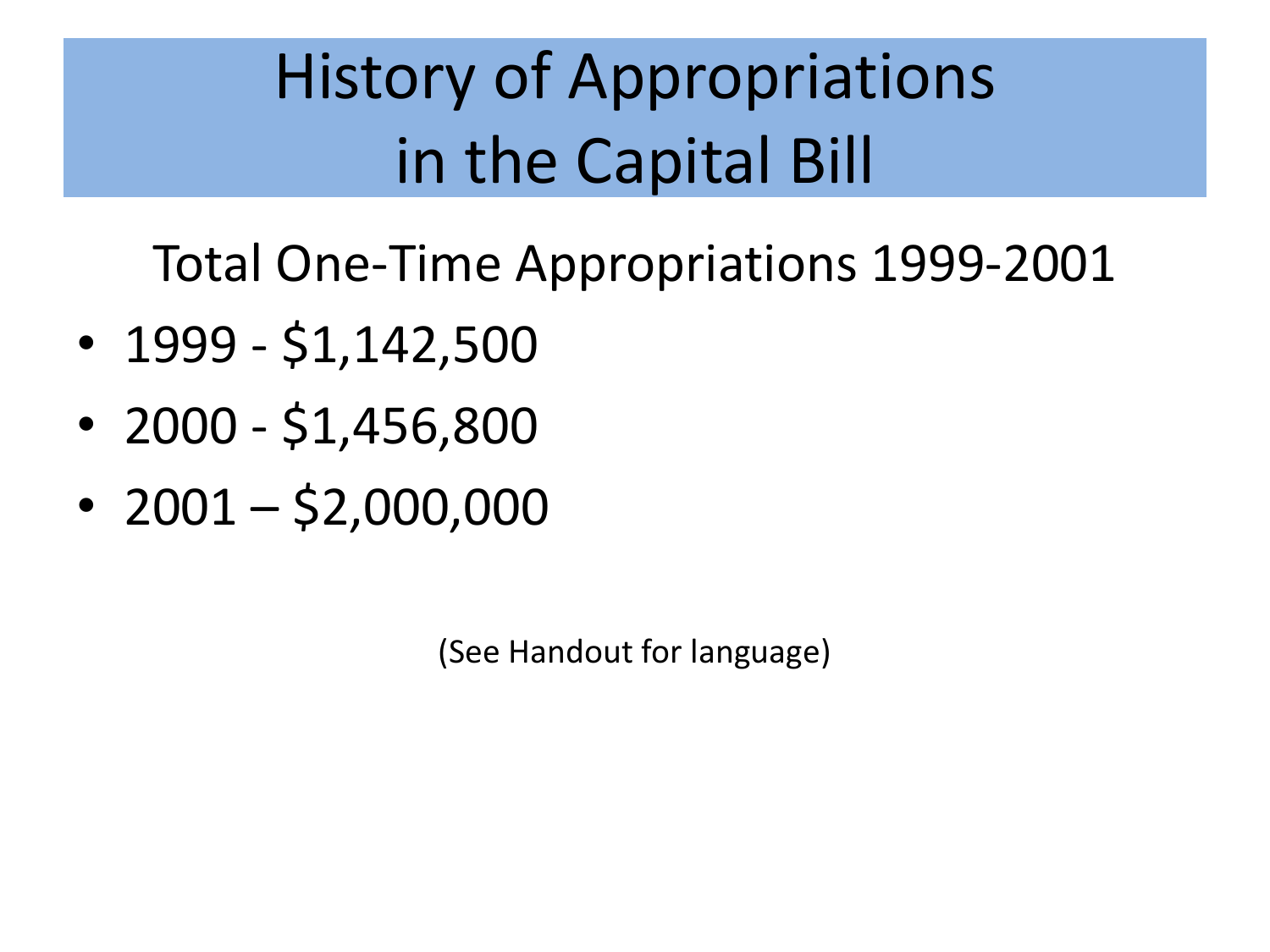# History of Appropriations in the Capital Bill

Total One-Time Appropriations 1999-2001

- 1999 - $1,142,500
- 2000 - $1,456,800
- 2001 – $2,000,000

(See Handout for language)